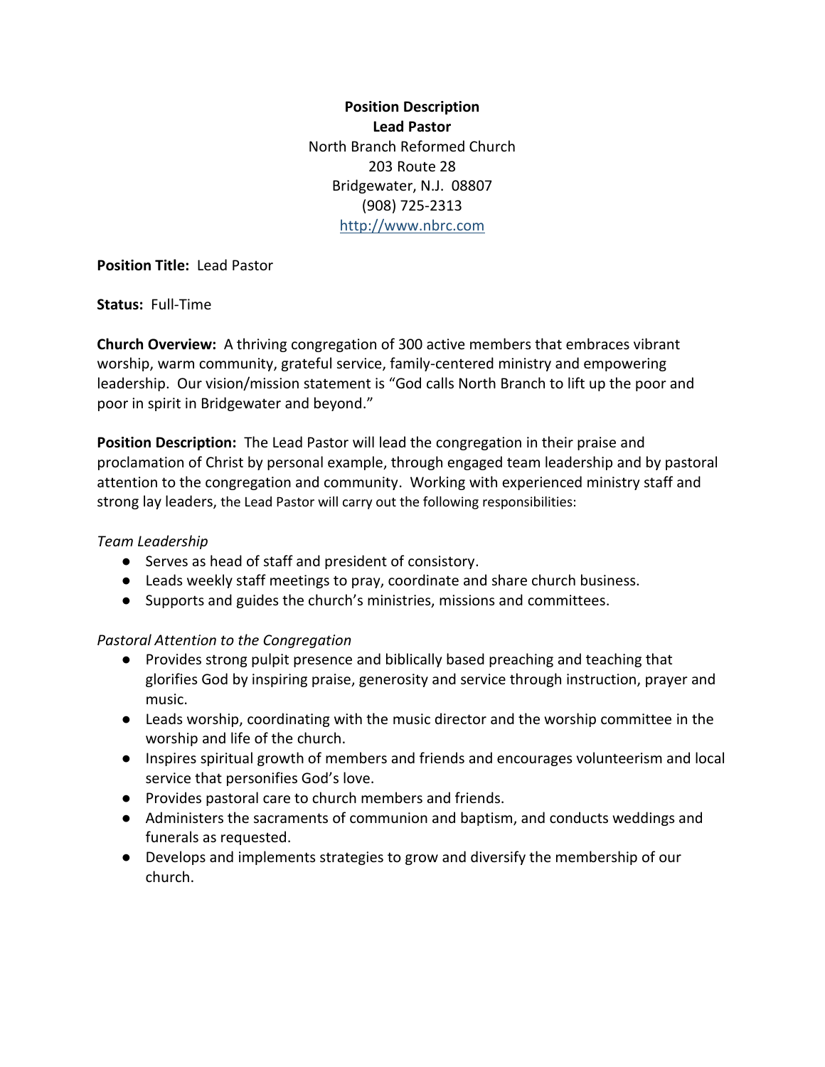**Position Description**
**Lead Pastor**
North Branch Reformed Church
203 Route 28
Bridgewater, N.J. 08807
(908) 725-2313
http://www.nbrc.com

**Position Title:** Lead Pastor

**Status:** Full-Time

**Church Overview:** A thriving congregation of 300 active members that embraces vibrant worship, warm community, grateful service, family-centered ministry and empowering leadership. Our vision/mission statement is "God calls North Branch to lift up the poor and poor in spirit in Bridgewater and beyond."

**Position Description:** The Lead Pastor will lead the congregation in their praise and proclamation of Christ by personal example, through engaged team leadership and by pastoral attention to the congregation and community. Working with experienced ministry staff and strong lay leaders, the Lead Pastor will carry out the following responsibilities:

*Team Leadership*

- Serves as head of staff and president of consistory.
- Leads weekly staff meetings to pray, coordinate and share church business.
- Supports and guides the church's ministries, missions and committees.

*Pastoral Attention to the Congregation*

- Provides strong pulpit presence and biblically based preaching and teaching that glorifies God by inspiring praise, generosity and service through instruction, prayer and music.
- Leads worship, coordinating with the music director and the worship committee in the worship and life of the church.
- Inspires spiritual growth of members and friends and encourages volunteerism and local service that personifies God's love.
- Provides pastoral care to church members and friends.
- Administers the sacraments of communion and baptism, and conducts weddings and funerals as requested.
- Develops and implements strategies to grow and diversify the membership of our church.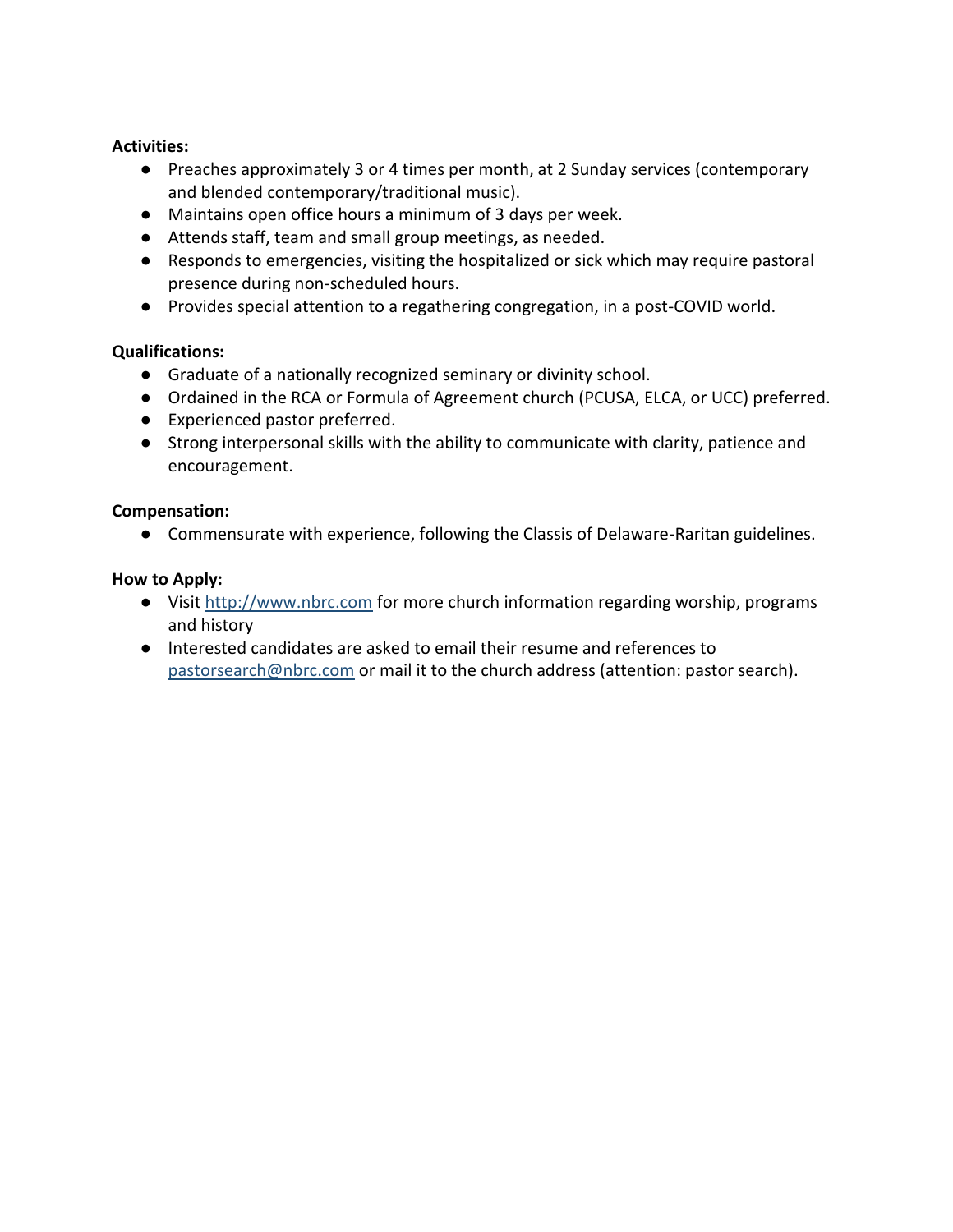**Activities:**

- Preaches approximately 3 or 4 times per month, at 2 Sunday services (contemporary and blended contemporary/traditional music).
- Maintains open office hours a minimum of 3 days per week.
- Attends staff, team and small group meetings, as needed.
- Responds to emergencies, visiting the hospitalized or sick which may require pastoral presence during non-scheduled hours.
- Provides special attention to a regathering congregation, in a post-COVID world.

**Qualifications:**

- Graduate of a nationally recognized seminary or divinity school.
- Ordained in the RCA or Formula of Agreement church (PCUSA, ELCA, or UCC) preferred.
- Experienced pastor preferred.
- Strong interpersonal skills with the ability to communicate with clarity, patience and encouragement.

**Compensation:**

- Commensurate with experience, following the Classis of Delaware-Raritan guidelines.

**How to Apply:**

- Visit [http://www.nbrc.com](http://www.nbrc.com) for more church information regarding worship, programs and history
- Interested candidates are asked to email their resume and references to [pastorsearch@nbrc.com](mailto:pastorsearch@nbrc.com) or mail it to the church address (attention: pastor search).